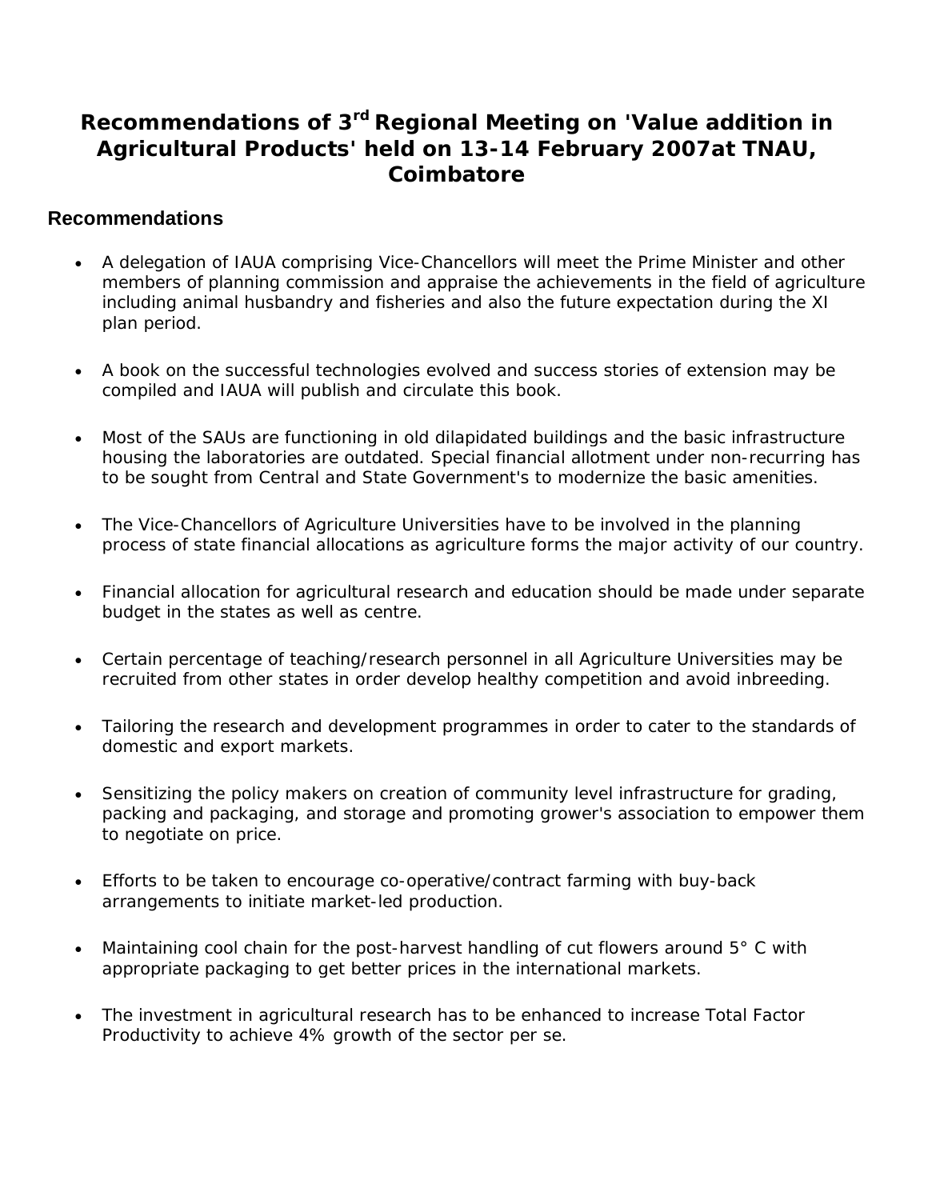# Recommendations of 3rd Regional Meeting on 'Value addition in Agricultural Products' held on 13-14 February 2007at TNAU, Coimbatore

## Recommendations

- A delegation of IAUA comprising Vice-Chancellors will meet the Prime Minister and other members of planning commission and appraise the achievements in the field of agriculture including animal husbandry and fisheries and also the future expectation during the XI plan period.
- A book on the successful technologies evolved and success stories of extension may be compiled and IAUA will publish and circulate this book.
- Most of the SAUs are functioning in old dilapidated buildings and the basic infrastructure housing the laboratories are outdated. Special financial allotment under non-recurring has to be sought from Central and State Government's to modernize the basic amenities.
- The Vice-Chancellors of Agriculture Universities have to be involved in the planning process of state financial allocations as agriculture forms the major activity of our country.
- Financial allocation for agricultural research and education should be made under separate budget in the states as well as centre.
- Certain percentage of teaching/research personnel in all Agriculture Universities may be recruited from other states in order develop healthy competition and avoid inbreeding.
- Tailoring the research and development programmes in order to cater to the standards of domestic and export markets.
- Sensitizing the policy makers on creation of community level infrastructure for grading, packing and packaging, and storage and promoting grower's association to empower them to negotiate on price.
- Efforts to be taken to encourage co-operative/contract farming with buy-back arrangements to initiate market-led production.
- Maintaining cool chain for the post-harvest handling of cut flowers around 5° C with appropriate packaging to get better prices in the international markets.
- The investment in agricultural research has to be enhanced to increase Total Factor Productivity to achieve 4% growth of the sector per se.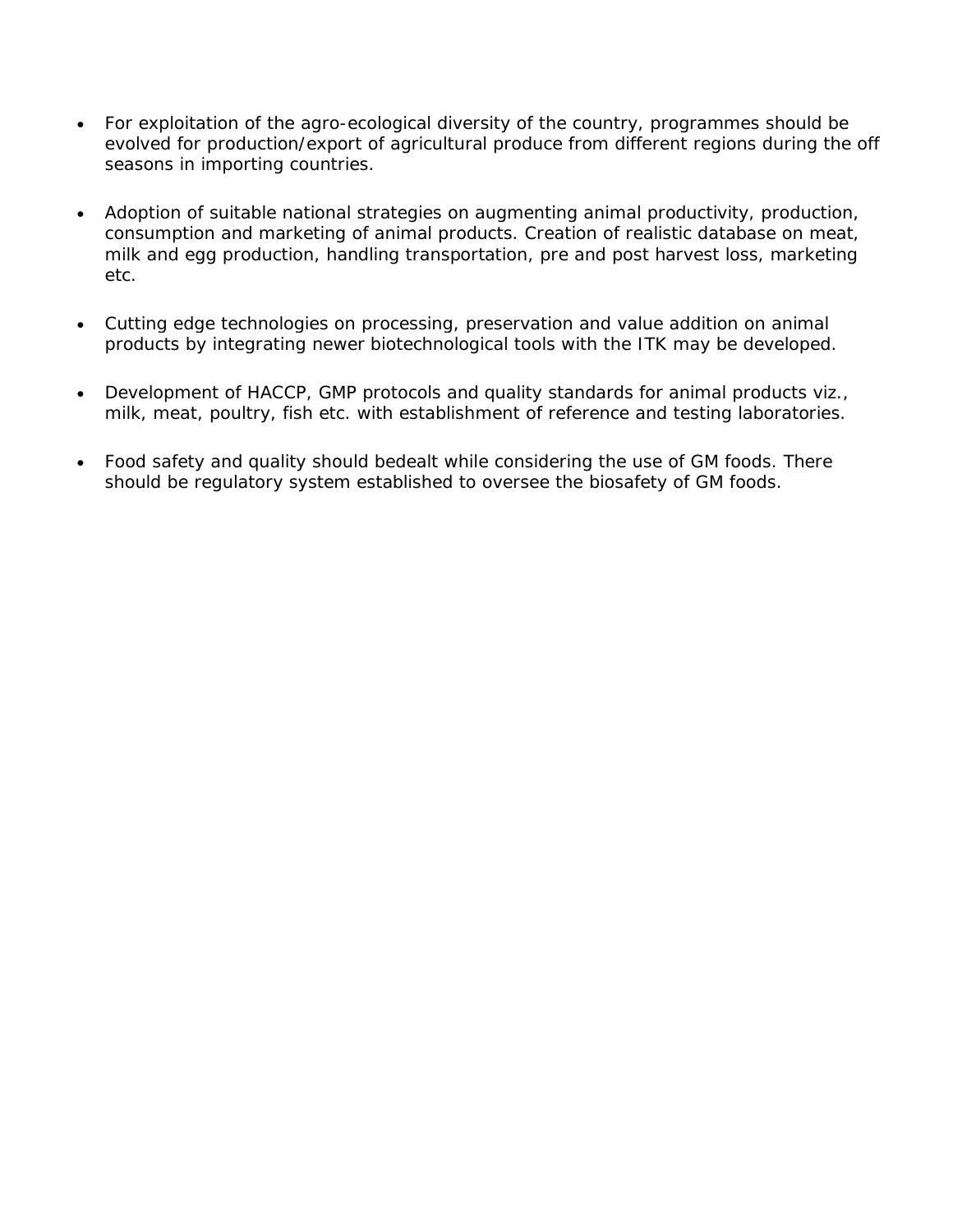- For exploitation of the agro-ecological diversity of the country, programmes should be evolved for production/export of agricultural produce from different regions during the off seasons in importing countries.

- Adoption of suitable national strategies on augmenting animal productivity, production, consumption and marketing of animal products. Creation of realistic database on meat, milk and egg production, handling transportation, pre and post harvest loss, marketing etc.

- Cutting edge technologies on processing, preservation and value addition on animal products by integrating newer biotechnological tools with the ITK may be developed.

- Development of HACCP, GMP protocols and quality standards for animal products viz., milk, meat, poultry, fish etc. with establishment of reference and testing laboratories.

- Food safety and quality should bedealt while considering the use of GM foods. There should be regulatory system established to oversee the biosafety of GM foods.